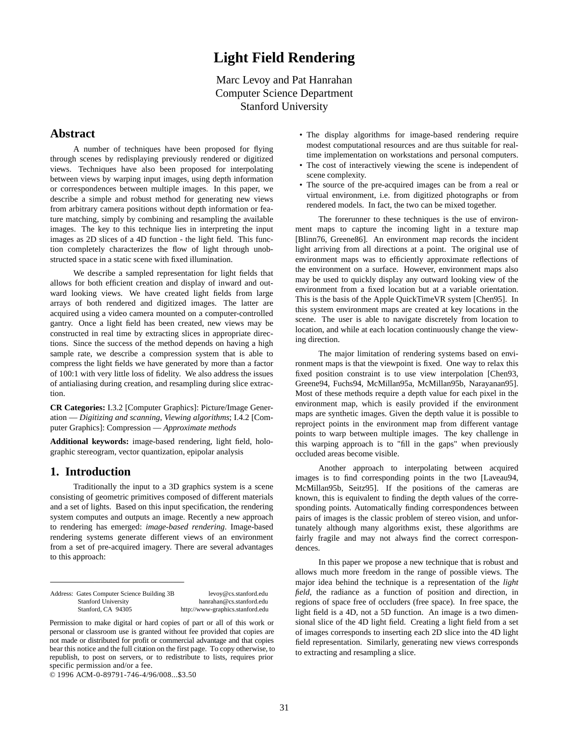# Light Field Rendering

Marc Levoy and Pat Hanrahan
Computer Science Department
Stanford University

## Abstract

A number of techniques have been proposed for flying through scenes by redisplaying previously rendered or digitized views. Techniques have also been proposed for interpolating between views by warping input images, using depth information or correspondences between multiple images. In this paper, we describe a simple and robust method for generating new views from arbitrary camera positions without depth information or feature matching, simply by combining and resampling the available images. The key to this technique lies in interpreting the input images as 2D slices of a 4D function - the light field. This function completely characterizes the flow of light through unobstructed space in a static scene with fixed illumination.

We describe a sampled representation for light fields that allows for both efficient creation and display of inward and outward looking views. We have created light fields from large arrays of both rendered and digitized images. The latter are acquired using a video camera mounted on a computer-controlled gantry. Once a light field has been created, new views may be constructed in real time by extracting slices in appropriate directions. Since the success of the method depends on having a high sample rate, we describe a compression system that is able to compress the light fields we have generated by more than a factor of 100:1 with very little loss of fidelity. We also address the issues of antialiasing during creation, and resampling during slice extraction.

**CR Categories:** I.3.2 [Computer Graphics]: Picture/Image Generation — *Digitizing and scanning*, *Viewing algorithms*; I.4.2 [Computer Graphics]: Compression — *Approximate methods*

**Additional keywords:** image-based rendering, light field, holographic stereogram, vector quantization, epipolar analysis

## 1. Introduction

Traditionally the input to a 3D graphics system is a scene consisting of geometric primitives composed of different materials and a set of lights. Based on this input specification, the rendering system computes and outputs an image. Recently a new approach to rendering has emerged: *image-based rendering*. Image-based rendering systems generate different views of an environment from a set of pre-acquired imagery. There are several advantages to this approach:

- The display algorithms for image-based rendering require modest computational resources and are thus suitable for real-time implementation on workstations and personal computers.
- The cost of interactively viewing the scene is independent of scene complexity.
- The source of the pre-acquired images can be from a real or virtual environment, i.e. from digitized photographs or from rendered models. In fact, the two can be mixed together.

The forerunner to these techniques is the use of environment maps to capture the incoming light in a texture map [Blinn76, Greene86]. An environment map records the incident light arriving from all directions at a point. The original use of environment maps was to efficiently approximate reflections of the environment on a surface. However, environment maps also may be used to quickly display any outward looking view of the environment from a fixed location but at a variable orientation. This is the basis of the Apple QuickTimeVR system [Chen95]. In this system environment maps are created at key locations in the scene. The user is able to navigate discretely from location to location, and while at each location continuously change the viewing direction.

The major limitation of rendering systems based on environment maps is that the viewpoint is fixed. One way to relax this fixed position constraint is to use view interpolation [Chen93, Greene94, Fuchs94, McMillan95a, McMillan95b, Narayanan95]. Most of these methods require a depth value for each pixel in the environment map, which is easily provided if the environment maps are synthetic images. Given the depth value it is possible to reproject points in the environment map from different vantage points to warp between multiple images. The key challenge in this warping approach is to "fill in the gaps" when previously occluded areas become visible.

Another approach to interpolating between acquired images is to find corresponding points in the two [Laveau94, McMillan95b, Seitz95]. If the positions of the cameras are known, this is equivalent to finding the depth values of the corresponding points. Automatically finding correspondences between pairs of images is the classic problem of stereo vision, and unfortunately although many algorithms exist, these algorithms are fairly fragile and may not always find the correct correspondences.

In this paper we propose a new technique that is robust and allows much more freedom in the range of possible views. The major idea behind the technique is a representation of the *light field*, the radiance as a function of position and direction, in regions of space free of occluders (free space). In free space, the light field is a 4D, not a 5D function. An image is a two dimensional slice of the 4D light field. Creating a light field from a set of images corresponds to inserting each 2D slice into the 4D light field representation. Similarly, generating new views corresponds to extracting and resampling a slice.

---

Address: Gates Computer Science Building 3B, Stanford University, Stanford, CA 94305
levoy@cs.stanford.edu
hanrahan@cs.stanford.edu
http://www-graphics.stanford.edu

Permission to make digital or hard copies of part or all of this work or personal or classroom use is granted without fee provided that copies are not made or distributed for profit or commercial advantage and that copies bear this notice and the full citation on the first page. To copy otherwise, to republish, to post on servers, or to redistribute to lists, requires prior specific permission and/or a fee.

© 1996 ACM-0-89791-746-4/96/008...$3.50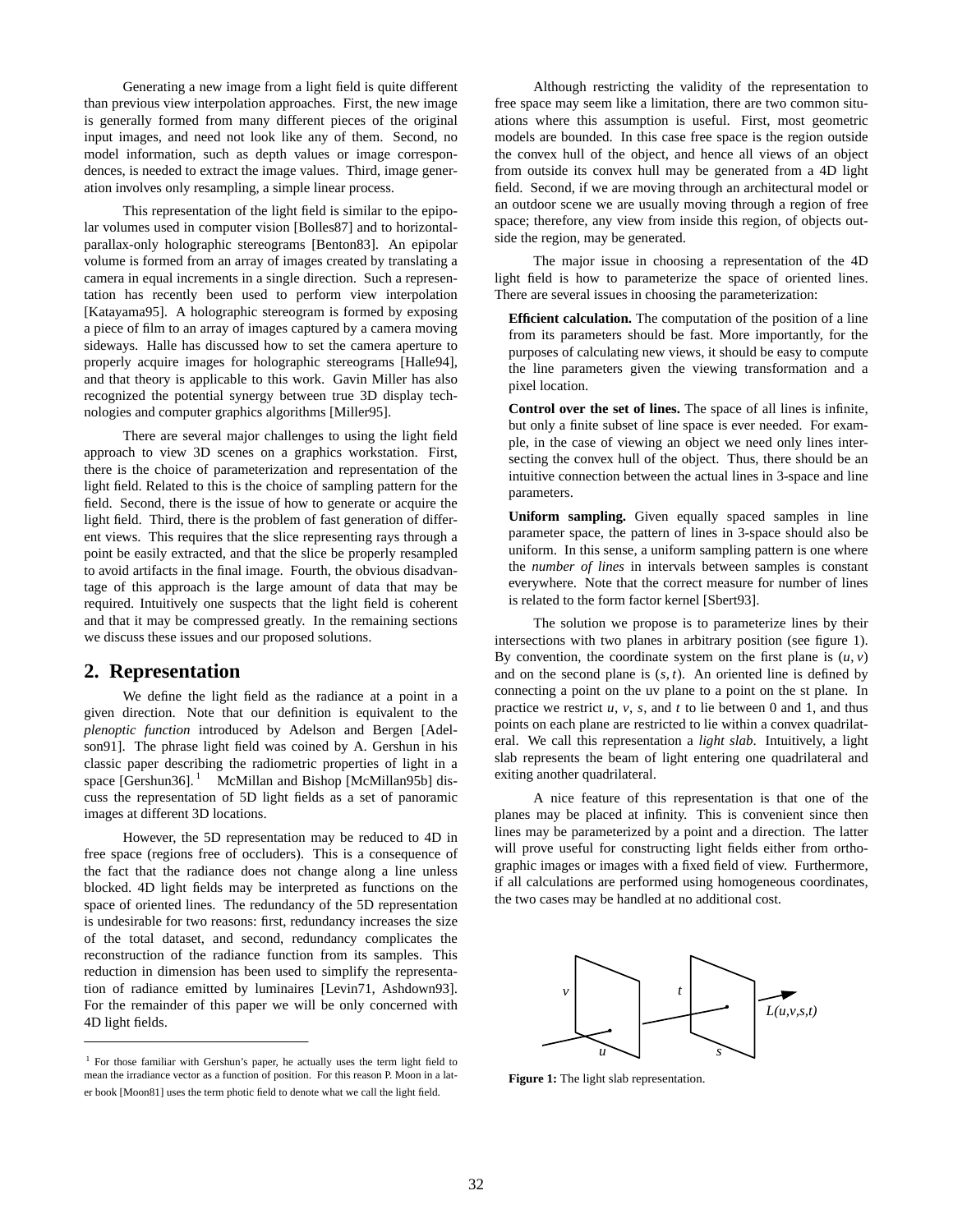Generating a new image from a light field is quite different than previous view interpolation approaches. First, the new image is generally formed from many different pieces of the original input images, and need not look like any of them. Second, no model information, such as depth values or image correspondences, is needed to extract the image values. Third, image generation involves only resampling, a simple linear process.

This representation of the light field is similar to the epipolar volumes used in computer vision [Bolles87] and to horizontal-parallax-only holographic stereograms [Benton83]. An epipolar volume is formed from an array of images created by translating a camera in equal increments in a single direction. Such a representation has recently been used to perform view interpolation [Katayama95]. A holographic stereogram is formed by exposing a piece of film to an array of images captured by a camera moving sideways. Halle has discussed how to set the camera aperture to properly acquire images for holographic stereograms [Halle94], and that theory is applicable to this work. Gavin Miller has also recognized the potential synergy between true 3D display technologies and computer graphics algorithms [Miller95].

There are several major challenges to using the light field approach to view 3D scenes on a graphics workstation. First, there is the choice of parameterization and representation of the light field. Related to this is the choice of sampling pattern for the field. Second, there is the issue of how to generate or acquire the light field. Third, there is the problem of fast generation of different views. This requires that the slice representing rays through a point be easily extracted, and that the slice be properly resampled to avoid artifacts in the final image. Fourth, the obvious disadvantage of this approach is the large amount of data that may be required. Intuitively one suspects that the light field is coherent and that it may be compressed greatly. In the remaining sections we discuss these issues and our proposed solutions.

## 2. Representation

We define the light field as the radiance at a point in a given direction. Note that our definition is equivalent to the *plenoptic function* introduced by Adelson and Bergen [Adelson91]. The phrase light field was coined by A. Gershun in his classic paper describing the radiometric properties of light in a space [Gershun36]. [1] McMillan and Bishop [McMillan95b] discuss the representation of 5D light fields as a set of panoramic images at different 3D locations.

However, the 5D representation may be reduced to 4D in free space (regions free of occluders). This is a consequence of the fact that the radiance does not change along a line unless blocked. 4D light fields may be interpreted as functions on the space of oriented lines. The redundancy of the 5D representation is undesirable for two reasons: first, redundancy increases the size of the total dataset, and second, redundancy complicates the reconstruction of the radiance function from its samples. This reduction in dimension has been used to simplify the representation of radiance emitted by luminaires [Levin71, Ashdown93]. For the remainder of this paper we will be only concerned with 4D light fields.

[1] For those familiar with Gershun's paper, he actually uses the term light field to mean the irradiance vector as a function of position. For this reason P. Moon in a later book [Moon81] uses the term photic field to denote what we call the light field.

Although restricting the validity of the representation to free space may seem like a limitation, there are two common situations where this assumption is useful. First, most geometric models are bounded. In this case free space is the region outside the convex hull of the object, and hence all views of an object from outside its convex hull may be generated from a 4D light field. Second, if we are moving through an architectural model or an outdoor scene we are usually moving through a region of free space; therefore, any view from inside this region, of objects outside the region, may be generated.

The major issue in choosing a representation of the 4D light field is how to parameterize the space of oriented lines. There are several issues in choosing the parameterization:

**Efficient calculation.** The computation of the position of a line from its parameters should be fast. More importantly, for the purposes of calculating new views, it should be easy to compute the line parameters given the viewing transformation and a pixel location.

**Control over the set of lines.** The space of all lines is infinite, but only a finite subset of line space is ever needed. For example, in the case of viewing an object we need only lines intersecting the convex hull of the object. Thus, there should be an intuitive connection between the actual lines in 3-space and line parameters.

**Uniform sampling.** Given equally spaced samples in line parameter space, the pattern of lines in 3-space should also be uniform. In this sense, a uniform sampling pattern is one where the *number of lines* in intervals between samples is constant everywhere. Note that the correct measure for number of lines is related to the form factor kernel [Sbert93].

The solution we propose is to parameterize lines by their intersections with two planes in arbitrary position (see figure 1). By convention, the coordinate system on the first plane is $(u, v)$ and on the second plane is $(s, t)$. An oriented line is defined by connecting a point on the uv plane to a point on the st plane. In practice we restrict $u$, $v$, $s$, and $t$ to lie between 0 and 1, and thus points on each plane are restricted to lie within a convex quadrilateral. We call this representation a *light slab*. Intuitively, a light slab represents the beam of light entering one quadrilateral and exiting another quadrilateral.

A nice feature of this representation is that one of the planes may be placed at infinity. This is convenient since then lines may be parameterized by a point and a direction. The latter will prove useful for constructing light fields either from orthographic images or images with a fixed field of view. Furthermore, if all calculations are performed using homogeneous coordinates, the two cases may be handled at no additional cost.

**Figure 1:** The light slab representation.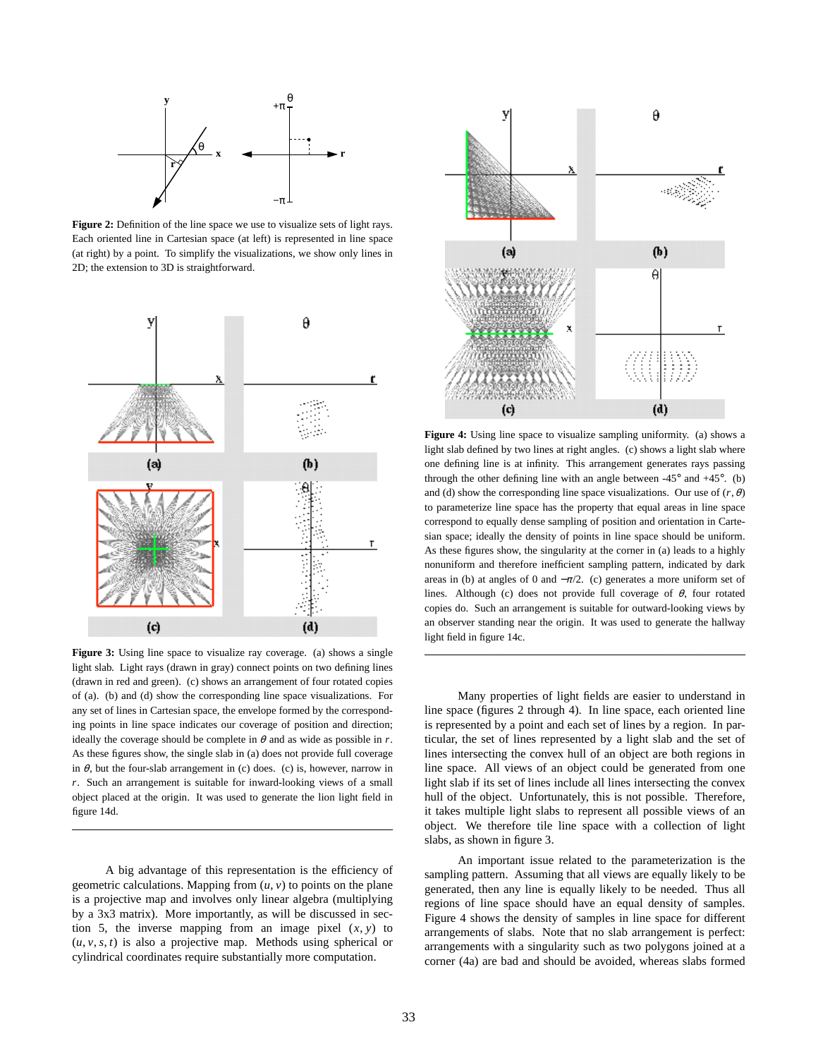**Figure 2:** Definition of the line space we use to visualize sets of light rays. Each oriented line in Cartesian space (at left) is represented in line space (at right) by a point. To simplify the visualizations, we show only lines in 2D; the extension to 3D is straightforward.

**Figure 3:** Using line space to visualize ray coverage. (a) shows a single light slab. Light rays (drawn in gray) connect points on two defining lines (drawn in red and green). (c) shows an arrangement of four rotated copies of (a). (b) and (d) show the corresponding line space visualizations. For any set of lines in Cartesian space, the envelope formed by the corresponding points in line space indicates our coverage of position and direction; ideally the coverage should be complete in $\theta$ and as wide as possible in $r$. As these figures show, the single slab in (a) does not provide full coverage in $\theta$, but the four-slab arrangement in (c) does. (c) is, however, narrow in $r$. Such an arrangement is suitable for inward-looking views of a small object placed at the origin. It was used to generate the lion light field in figure 14d.

A big advantage of this representation is the efficiency of geometric calculations. Mapping from $(u, v)$ to points on the plane is a projective map and involves only linear algebra (multiplying by a 3x3 matrix). More importantly, as will be discussed in section 5, the inverse mapping from an image pixel $(x, y)$ to $(u, v, s, t)$ is also a projective map. Methods using spherical or cylindrical coordinates require substantially more computation.

**Figure 4:** Using line space to visualize sampling uniformity. (a) shows a light slab defined by two lines at right angles. (c) shows a light slab where one defining line is at infinity. This arrangement generates rays passing through the other defining line with an angle between -45° and +45°. (b) and (d) show the corresponding line space visualizations. Our use of $(r, \theta)$ to parameterize line space has the property that equal areas in line space correspond to equally dense sampling of position and orientation in Cartesian space; ideally the density of points in line space should be uniform. As these figures show, the singularity at the corner in (a) leads to a highly nonuniform and therefore inefficient sampling pattern, indicated by dark areas in (b) at angles of 0 and $-\pi/2$. (c) generates a more uniform set of lines. Although (c) does not provide full coverage of $\theta$, four rotated copies do. Such an arrangement is suitable for outward-looking views by an observer standing near the origin. It was used to generate the hallway light field in figure 14c.

Many properties of light fields are easier to understand in line space (figures 2 through 4). In line space, each oriented line is represented by a point and each set of lines by a region. In particular, the set of lines represented by a light slab and the set of lines intersecting the convex hull of an object are both regions in line space. All views of an object could be generated from one light slab if its set of lines include all lines intersecting the convex hull of the object. Unfortunately, this is not possible. Therefore, it takes multiple light slabs to represent all possible views of an object. We therefore tile line space with a collection of light slabs, as shown in figure 3.

An important issue related to the parameterization is the sampling pattern. Assuming that all views are equally likely to be generated, then any line is equally likely to be needed. Thus all regions of line space should have an equal density of samples. Figure 4 shows the density of samples in line space for different arrangements of slabs. Note that no slab arrangement is perfect: arrangements with a singularity such as two polygons joined at a corner (4a) are bad and should be avoided, whereas slabs formed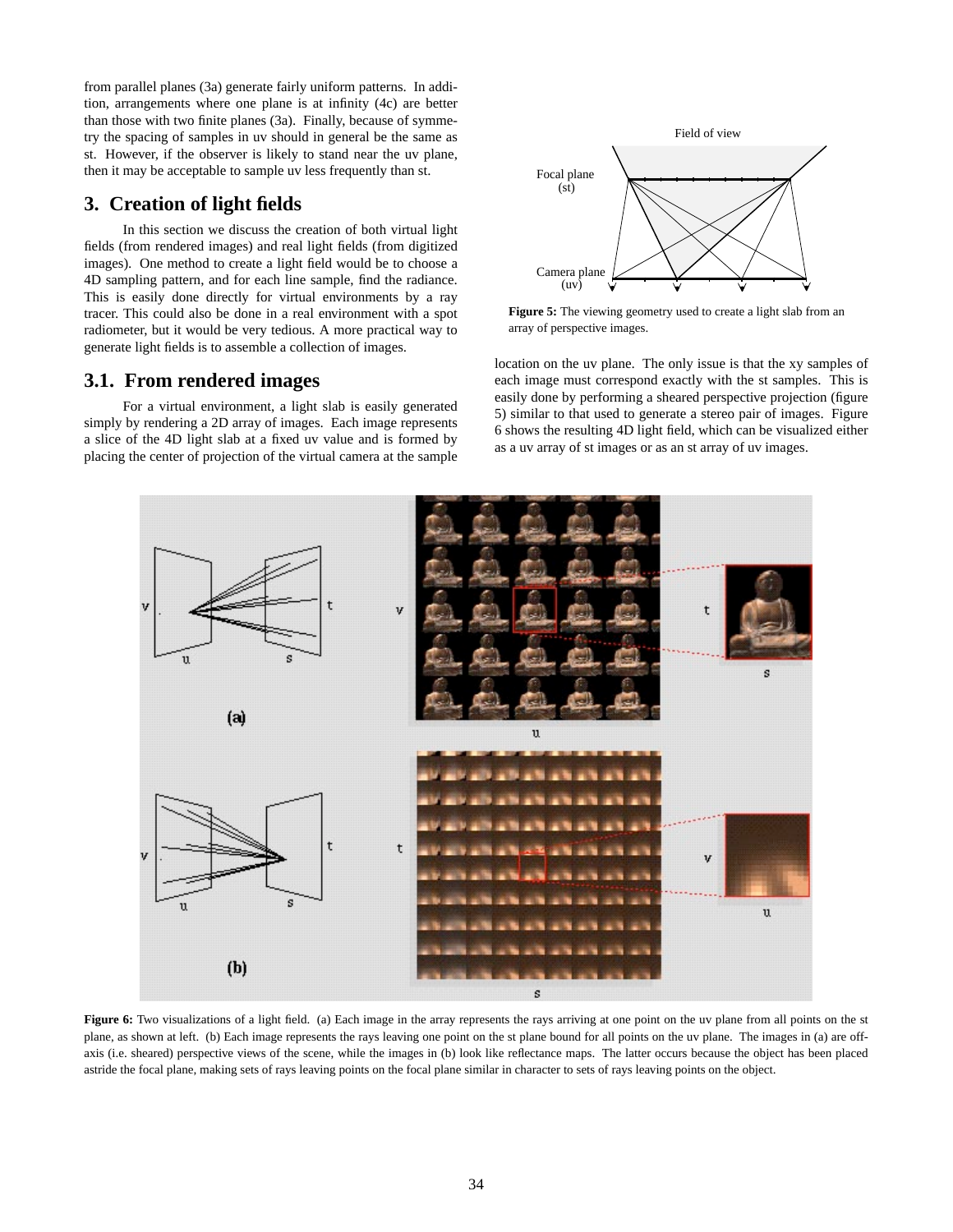from parallel planes (3a) generate fairly uniform patterns. In addition, arrangements where one plane is at infinity (4c) are better than those with two finite planes (3a). Finally, because of symmetry the spacing of samples in uv should in general be the same as st. However, if the observer is likely to stand near the uv plane, then it may be acceptable to sample uv less frequently than st.

## 3. Creation of light fields

In this section we discuss the creation of both virtual light fields (from rendered images) and real light fields (from digitized images). One method to create a light field would be to choose a 4D sampling pattern, and for each line sample, find the radiance. This is easily done directly for virtual environments by a ray tracer. This could also be done in a real environment with a spot radiometer, but it would be very tedious. A more practical way to generate light fields is to assemble a collection of images.

### 3.1. From rendered images

For a virtual environment, a light slab is easily generated simply by rendering a 2D array of images. Each image represents a slice of the 4D light slab at a fixed uv value and is formed by placing the center of projection of the virtual camera at the sample location on the uv plane. The only issue is that the xy samples of each image must correspond exactly with the st samples. This is easily done by performing a sheared perspective projection (figure 5) similar to that used to generate a stereo pair of images. Figure 6 shows the resulting 4D light field, which can be visualized either as a uv array of st images or as an st array of uv images.

**Figure 5:** The viewing geometry used to create a light slab from an array of perspective images.

**Figure 6:** Two visualizations of a light field. (a) Each image in the array represents the rays arriving at one point on the uv plane from all points on the st plane, as shown at left. (b) Each image represents the rays leaving one point on the st plane bound for all points on the uv plane. The images in (a) are off-axis (i.e. sheared) perspective views of the scene, while the images in (b) look like reflectance maps. The latter occurs because the object has been placed astride the focal plane, making sets of rays leaving points on the focal plane similar in character to sets of rays leaving points on the object.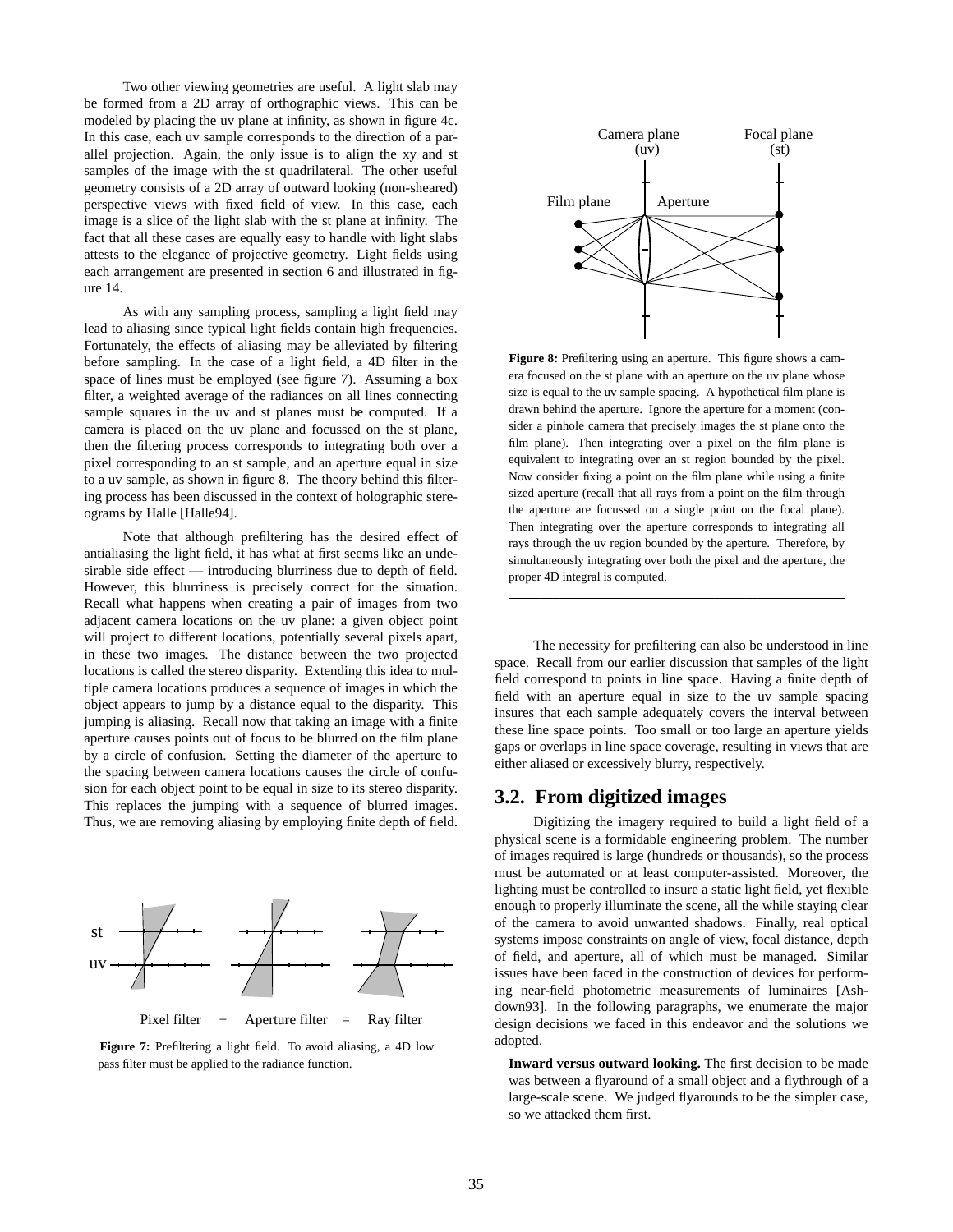Two other viewing geometries are useful. A light slab may be formed from a 2D array of orthographic views. This can be modeled by placing the uv plane at infinity, as shown in figure 4c. In this case, each uv sample corresponds to the direction of a parallel projection. Again, the only issue is to align the xy and st samples of the image with the st quadrilateral. The other useful geometry consists of a 2D array of outward looking (non-sheared) perspective views with fixed field of view. In this case, each image is a slice of the light slab with the st plane at infinity. The fact that all these cases are equally easy to handle with light slabs attests to the elegance of projective geometry. Light fields using each arrangement are presented in section 6 and illustrated in figure 14.

As with any sampling process, sampling a light field may lead to aliasing since typical light fields contain high frequencies. Fortunately, the effects of aliasing may be alleviated by filtering before sampling. In the case of a light field, a 4D filter in the space of lines must be employed (see figure 7). Assuming a box filter, a weighted average of the radiances on all lines connecting sample squares in the uv and st planes must be computed. If a camera is placed on the uv plane and focussed on the st plane, then the filtering process corresponds to integrating both over a pixel corresponding to an st sample, and an aperture equal in size to a uv sample, as shown in figure 8. The theory behind this filtering process has been discussed in the context of holographic stereograms by Halle [Halle94].

Note that although prefiltering has the desired effect of antialiasing the light field, it has what at first seems like an undesirable side effect — introducing blurriness due to depth of field. However, this blurriness is precisely correct for the situation. Recall what happens when creating a pair of images from two adjacent camera locations on the uv plane: a given object point will project to different locations, potentially several pixels apart, in these two images. The distance between the two projected locations is called the stereo disparity. Extending this idea to multiple camera locations produces a sequence of images in which the object appears to jump by a distance equal to the disparity. This jumping is aliasing. Recall now that taking an image with a finite aperture causes points out of focus to be blurred on the film plane by a circle of confusion. Setting the diameter of the aperture to the spacing between camera locations causes the circle of confusion for each object point to be equal in size to its stereo disparity. This replaces the jumping with a sequence of blurred images. Thus, we are removing aliasing by employing finite depth of field.

st

uv

Pixel filter + Aperture filter = Ray filter

**Figure 7:** Prefiltering a light field. To avoid aliasing, a 4D low pass filter must be applied to the radiance function.

Camera plane (uv)

Focal plane (st)

Film plane

Aperture

**Figure 8:** Prefiltering using an aperture. This figure shows a camera focused on the st plane with an aperture on the uv plane whose size is equal to the uv sample spacing. A hypothetical film plane is drawn behind the aperture. Ignore the aperture for a moment (consider a pinhole camera that precisely images the st plane onto the film plane). Then integrating over a pixel on the film plane is equivalent to integrating over an st region bounded by the pixel. Now consider fixing a point on the film plane while using a finite sized aperture (recall that all rays from a point on the film through the aperture are focussed on a single point on the focal plane). Then integrating over the aperture corresponds to integrating all rays through the uv region bounded by the aperture. Therefore, by simultaneously integrating over both the pixel and the aperture, the proper 4D integral is computed.

The necessity for prefiltering can also be understood in line space. Recall from our earlier discussion that samples of the light field correspond to points in line space. Having a finite depth of field with an aperture equal in size to the uv sample spacing insures that each sample adequately covers the interval between these line space points. Too small or too large an aperture yields gaps or overlaps in line space coverage, resulting in views that are either aliased or excessively blurry, respectively.

## 3.2. From digitized images

Digitizing the imagery required to build a light field of a physical scene is a formidable engineering problem. The number of images required is large (hundreds or thousands), so the process must be automated or at least computer-assisted. Moreover, the lighting must be controlled to insure a static light field, yet flexible enough to properly illuminate the scene, all the while staying clear of the camera to avoid unwanted shadows. Finally, real optical systems impose constraints on angle of view, focal distance, depth of field, and aperture, all of which must be managed. Similar issues have been faced in the construction of devices for performing near-field photometric measurements of luminaires [Ashdown93]. In the following paragraphs, we enumerate the major design decisions we faced in this endeavor and the solutions we adopted.

**Inward versus outward looking.** The first decision to be made was between a flyaround of a small object and a flythrough of a large-scale scene. We judged flyarounds to be the simpler case, so we attacked them first.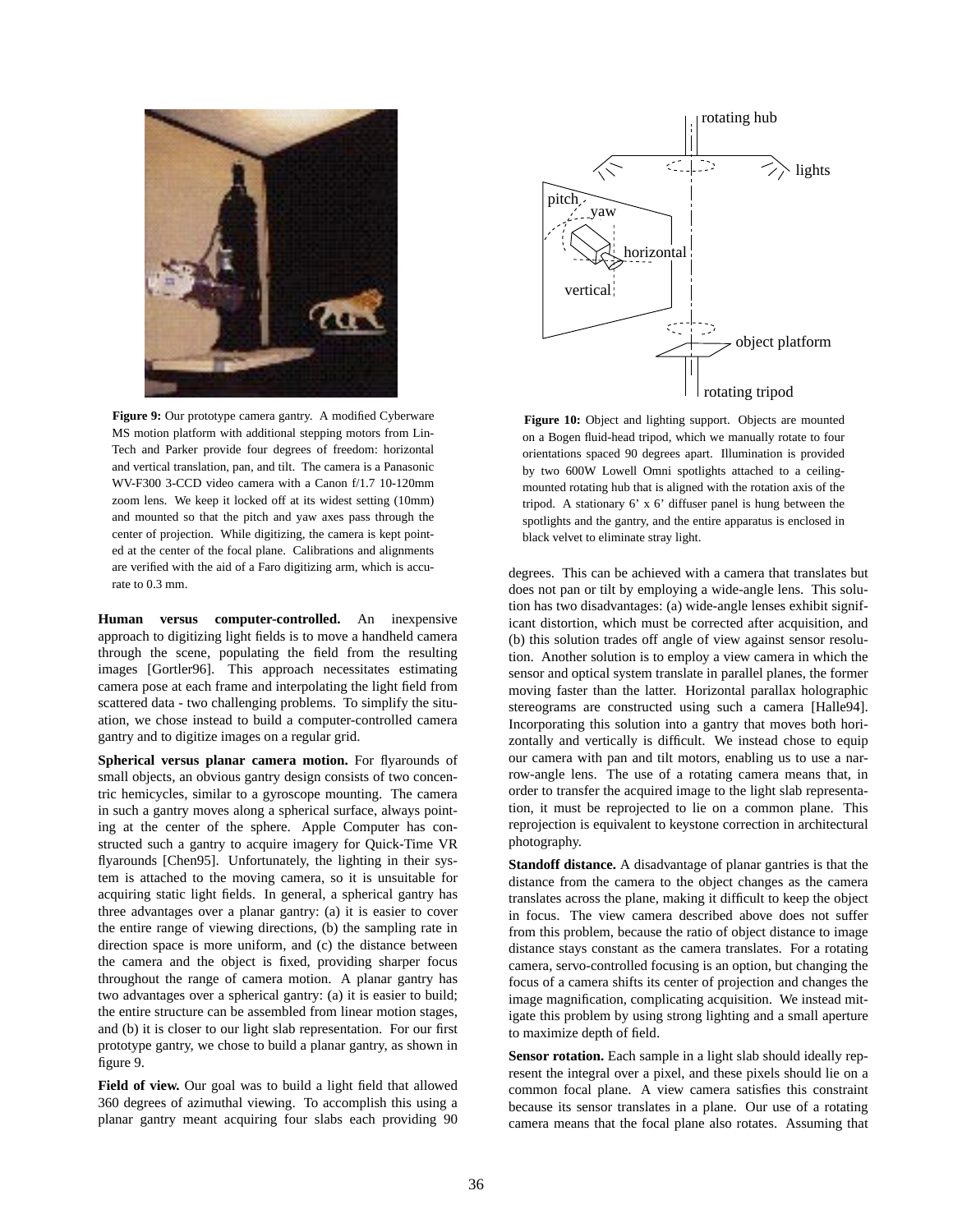**Figure 9:** Our prototype camera gantry. A modified Cyberware MS motion platform with additional stepping motors from Lin-Tech and Parker provide four degrees of freedom: horizontal and vertical translation, pan, and tilt. The camera is a Panasonic WV-F300 3-CCD video camera with a Canon f/1.7 10-120mm zoom lens. We keep it locked off at its widest setting (10mm) and mounted so that the pitch and yaw axes pass through the center of projection. While digitizing, the camera is kept pointed at the center of the focal plane. Calibrations and alignments are verified with the aid of a Faro digitizing arm, which is accurate to 0.3 mm.

rotating hub
lights
pitch
yaw
horizontal
vertical
object platform
rotating tripod

**Figure 10:** Object and lighting support. Objects are mounted on a Bogen fluid-head tripod, which we manually rotate to four orientations spaced 90 degrees apart. Illumination is provided by two 600W Lowell Omni spotlights attached to a ceiling-mounted rotating hub that is aligned with the rotation axis of the tripod. A stationary 6' x 6' diffuser panel is hung between the spotlights and the gantry, and the entire apparatus is enclosed in black velvet to eliminate stray light.

**Human versus computer-controlled.** An inexpensive approach to digitizing light fields is to move a handheld camera through the scene, populating the field from the resulting images [Gortler96]. This approach necessitates estimating camera pose at each frame and interpolating the light field from scattered data - two challenging problems. To simplify the situation, we chose instead to build a computer-controlled camera gantry and to digitize images on a regular grid.

**Spherical versus planar camera motion.** For flyarounds of small objects, an obvious gantry design consists of two concentric hemicycles, similar to a gyroscope mounting. The camera in such a gantry moves along a spherical surface, always pointing at the center of the sphere. Apple Computer has constructed such a gantry to acquire imagery for Quick-Time VR flyarounds [Chen95]. Unfortunately, the lighting in their system is attached to the moving camera, so it is unsuitable for acquiring static light fields. In general, a spherical gantry has three advantages over a planar gantry: (a) it is easier to cover the entire range of viewing directions, (b) the sampling rate in direction space is more uniform, and (c) the distance between the camera and the object is fixed, providing sharper focus throughout the range of camera motion. A planar gantry has two advantages over a spherical gantry: (a) it is easier to build; the entire structure can be assembled from linear motion stages, and (b) it is closer to our light slab representation. For our first prototype gantry, we chose to build a planar gantry, as shown in figure 9.

**Field of view.** Our goal was to build a light field that allowed 360 degrees of azimuthal viewing. To accomplish this using a planar gantry meant acquiring four slabs each providing 90 degrees. This can be achieved with a camera that translates but does not pan or tilt by employing a wide-angle lens. This solution has two disadvantages: (a) wide-angle lenses exhibit significant distortion, which must be corrected after acquisition, and (b) this solution trades off angle of view against sensor resolution. Another solution is to employ a view camera in which the sensor and optical system translate in parallel planes, the former moving faster than the latter. Horizontal parallax holographic stereograms are constructed using such a camera [Halle94]. Incorporating this solution into a gantry that moves both horizontally and vertically is difficult. We instead chose to equip our camera with pan and tilt motors, enabling us to use a narrow-angle lens. The use of a rotating camera means that, in order to transfer the acquired image to the light slab representation, it must be reprojected to lie on a common plane. This reprojection is equivalent to keystone correction in architectural photography.

**Standoff distance.** A disadvantage of planar gantries is that the distance from the camera to the object changes as the camera translates across the plane, making it difficult to keep the object in focus. The view camera described above does not suffer from this problem, because the ratio of object distance to image distance stays constant as the camera translates. For a rotating camera, servo-controlled focusing is an option, but changing the focus of a camera shifts its center of projection and changes the image magnification, complicating acquisition. We instead mitigate this problem by using strong lighting and a small aperture to maximize depth of field.

**Sensor rotation.** Each sample in a light slab should ideally represent the integral over a pixel, and these pixels should lie on a common focal plane. A view camera satisfies this constraint because its sensor translates in a plane. Our use of a rotating camera means that the focal plane also rotates. Assuming that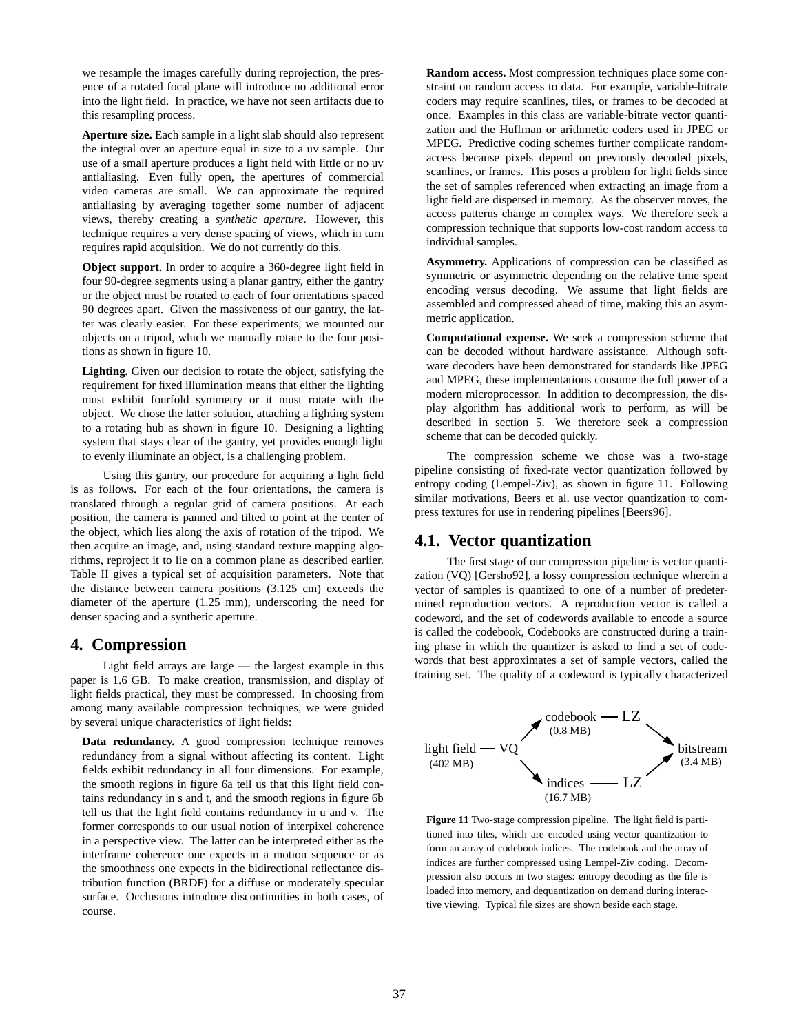we resample the images carefully during reprojection, the presence of a rotated focal plane will introduce no additional error into the light field. In practice, we have not seen artifacts due to this resampling process.

**Aperture size.** Each sample in a light slab should also represent the integral over an aperture equal in size to a uv sample. Our use of a small aperture produces a light field with little or no uv antialiasing. Even fully open, the apertures of commercial video cameras are small. We can approximate the required antialiasing by averaging together some number of adjacent views, thereby creating a *synthetic aperture*. However, this technique requires a very dense spacing of views, which in turn requires rapid acquisition. We do not currently do this.

**Object support.** In order to acquire a 360-degree light field in four 90-degree segments using a planar gantry, either the gantry or the object must be rotated to each of four orientations spaced 90 degrees apart. Given the massiveness of our gantry, the latter was clearly easier. For these experiments, we mounted our objects on a tripod, which we manually rotate to the four positions as shown in figure 10.

**Lighting.** Given our decision to rotate the object, satisfying the requirement for fixed illumination means that either the lighting must exhibit fourfold symmetry or it must rotate with the object. We chose the latter solution, attaching a lighting system to a rotating hub as shown in figure 10. Designing a lighting system that stays clear of the gantry, yet provides enough light to evenly illuminate an object, is a challenging problem.

Using this gantry, our procedure for acquiring a light field is as follows. For each of the four orientations, the camera is translated through a regular grid of camera positions. At each position, the camera is panned and tilted to point at the center of the object, which lies along the axis of rotation of the tripod. We then acquire an image, and, using standard texture mapping algorithms, reproject it to lie on a common plane as described earlier. Table II gives a typical set of acquisition parameters. Note that the distance between camera positions (3.125 cm) exceeds the diameter of the aperture (1.25 mm), underscoring the need for denser spacing and a synthetic aperture.

## 4. Compression

Light field arrays are large — the largest example in this paper is 1.6 GB. To make creation, transmission, and display of light fields practical, they must be compressed. In choosing from among many available compression techniques, we were guided by several unique characteristics of light fields:

**Data redundancy.** A good compression technique removes redundancy from a signal without affecting its content. Light fields exhibit redundancy in all four dimensions. For example, the smooth regions in figure 6a tell us that this light field contains redundancy in s and t, and the smooth regions in figure 6b tell us that the light field contains redundancy in u and v. The former corresponds to our usual notion of interpixel coherence in a perspective view. The latter can be interpreted either as the interframe coherence one expects in a motion sequence or as the smoothness one expects in the bidirectional reflectance distribution function (BRDF) for a diffuse or moderately specular surface. Occlusions introduce discontinuities in both cases, of course.

**Random access.** Most compression techniques place some constraint on random access to data. For example, variable-bitrate coders may require scanlines, tiles, or frames to be decoded at once. Examples in this class are variable-bitrate vector quantization and the Huffman or arithmetic coders used in JPEG or MPEG. Predictive coding schemes further complicate random-access because pixels depend on previously decoded pixels, scanlines, or frames. This poses a problem for light fields since the set of samples referenced when extracting an image from a light field are dispersed in memory. As the observer moves, the access patterns change in complex ways. We therefore seek a compression technique that supports low-cost random access to individual samples.

**Asymmetry.** Applications of compression can be classified as symmetric or asymmetric depending on the relative time spent encoding versus decoding. We assume that light fields are assembled and compressed ahead of time, making this an asymmetric application.

**Computational expense.** We seek a compression scheme that can be decoded without hardware assistance. Although software decoders have been demonstrated for standards like JPEG and MPEG, these implementations consume the full power of a modern microprocessor. In addition to decompression, the display algorithm has additional work to perform, as will be described in section 5. We therefore seek a compression scheme that can be decoded quickly.

The compression scheme we chose was a two-stage pipeline consisting of fixed-rate vector quantization followed by entropy coding (Lempel-Ziv), as shown in figure 11. Following similar motivations, Beers et al. use vector quantization to compress textures for use in rendering pipelines [Beers96].

### 4.1. Vector quantization

The first stage of our compression pipeline is vector quantization (VQ) [Gersho92], a lossy compression technique wherein a vector of samples is quantized to one of a number of predetermined reproduction vectors. A reproduction vector is called a codeword, and the set of codewords available to encode a source is called the codebook, Codebooks are constructed during a training phase in which the quantizer is asked to find a set of codewords that best approximates a set of sample vectors, called the training set. The quality of a codeword is typically characterized

light field (402 MB) — VQ → codebook (0.8 MB) — LZ → bitstream (3.4 MB)
VQ → indices (16.7 MB) — LZ → bitstream

**Figure 11** Two-stage compression pipeline. The light field is partitioned into tiles, which are encoded using vector quantization to form an array of codebook indices. The codebook and the array of indices are further compressed using Lempel-Ziv coding. Decompression also occurs in two stages: entropy decoding as the file is loaded into memory, and dequantization on demand during interactive viewing. Typical file sizes are shown beside each stage.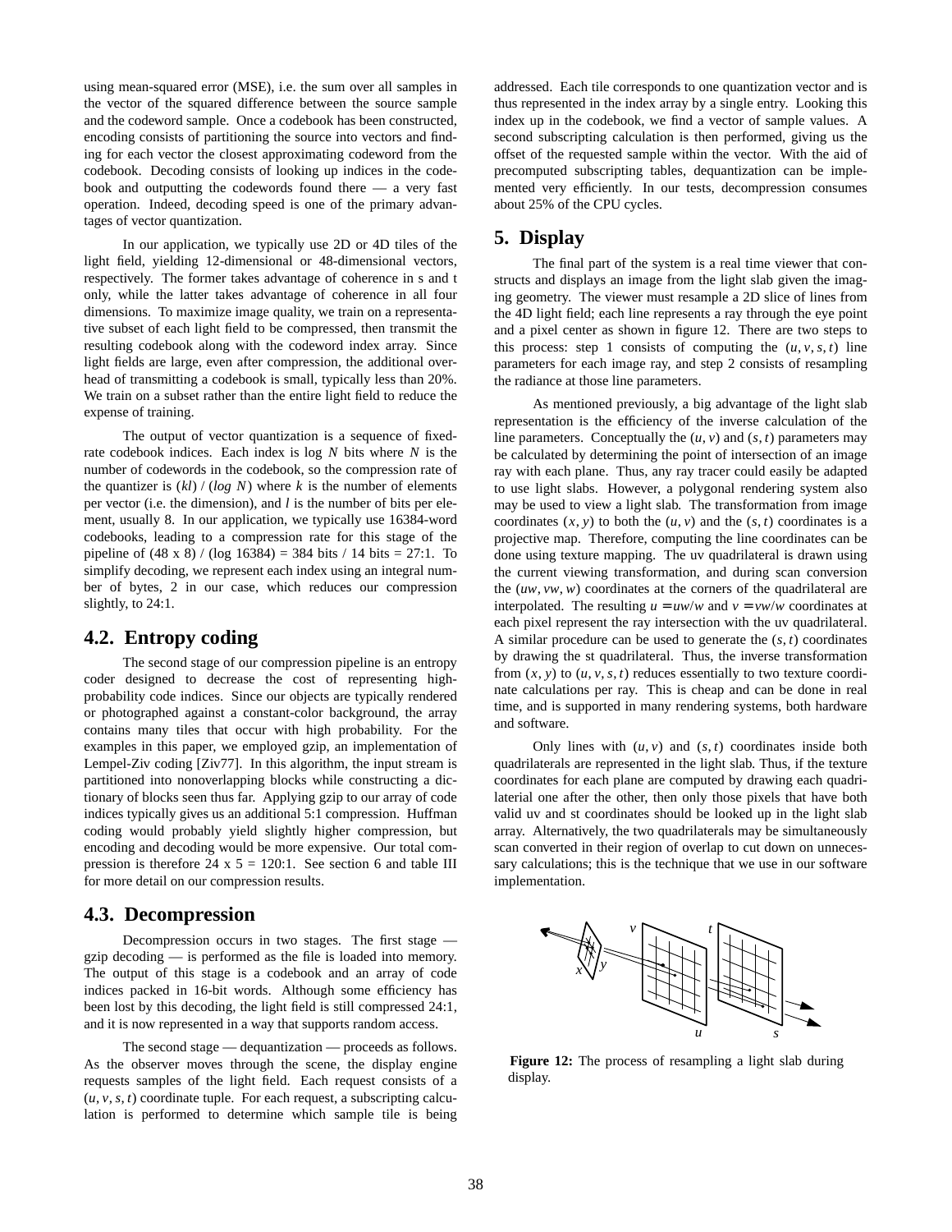using mean-squared error (MSE), i.e. the sum over all samples in the vector of the squared difference between the source sample and the codeword sample. Once a codebook has been constructed, encoding consists of partitioning the source into vectors and finding for each vector the closest approximating codeword from the codebook. Decoding consists of looking up indices in the codebook and outputting the codewords found there — a very fast operation. Indeed, decoding speed is one of the primary advantages of vector quantization.

In our application, we typically use 2D or 4D tiles of the light field, yielding 12-dimensional or 48-dimensional vectors, respectively. The former takes advantage of coherence in s and t only, while the latter takes advantage of coherence in all four dimensions. To maximize image quality, we train on a representative subset of each light field to be compressed, then transmit the resulting codebook along with the codeword index array. Since light fields are large, even after compression, the additional overhead of transmitting a codebook is small, typically less than 20%. We train on a subset rather than the entire light field to reduce the expense of training.

The output of vector quantization is a sequence of fixed-rate codebook indices. Each index is log $N$ bits where $N$ is the number of codewords in the codebook, so the compression rate of the quantizer is $(kl)$ / $(log\ N)$ where $k$ is the number of elements per vector (i.e. the dimension), and $l$ is the number of bits per element, usually 8. In our application, we typically use 16384-word codebooks, leading to a compression rate for this stage of the pipeline of (48 x 8) / (log 16384) = 384 bits / 14 bits = 27:1. To simplify decoding, we represent each index using an integral number of bytes, 2 in our case, which reduces our compression slightly, to 24:1.

## 4.2. Entropy coding

The second stage of our compression pipeline is an entropy coder designed to decrease the cost of representing high-probability code indices. Since our objects are typically rendered or photographed against a constant-color background, the array contains many tiles that occur with high probability. For the examples in this paper, we employed gzip, an implementation of Lempel-Ziv coding [Ziv77]. In this algorithm, the input stream is partitioned into nonoverlapping blocks while constructing a dictionary of blocks seen thus far. Applying gzip to our array of code indices typically gives us an additional 5:1 compression. Huffman coding would probably yield slightly higher compression, but encoding and decoding would be more expensive. Our total compression is therefore 24 x 5 = 120:1. See section 6 and table III for more detail on our compression results.

## 4.3. Decompression

Decompression occurs in two stages. The first stage — gzip decoding — is performed as the file is loaded into memory. The output of this stage is a codebook and an array of code indices packed in 16-bit words. Although some efficiency has been lost by this decoding, the light field is still compressed 24:1, and it is now represented in a way that supports random access.

The second stage — dequantization — proceeds as follows. As the observer moves through the scene, the display engine requests samples of the light field. Each request consists of a $(u, v, s, t)$ coordinate tuple. For each request, a subscripting calculation is performed to determine which sample tile is being addressed. Each tile corresponds to one quantization vector and is thus represented in the index array by a single entry. Looking this index up in the codebook, we find a vector of sample values. A second subscripting calculation is then performed, giving us the offset of the requested sample within the vector. With the aid of precomputed subscripting tables, dequantization can be implemented very efficiently. In our tests, decompression consumes about 25% of the CPU cycles.

# 5. Display

The final part of the system is a real time viewer that constructs and displays an image from the light slab given the imaging geometry. The viewer must resample a 2D slice of lines from the 4D light field; each line represents a ray through the eye point and a pixel center as shown in figure 12. There are two steps to this process: step 1 consists of computing the $(u, v, s, t)$ line parameters for each image ray, and step 2 consists of resampling the radiance at those line parameters.

As mentioned previously, a big advantage of the light slab representation is the efficiency of the inverse calculation of the line parameters. Conceptually the $(u, v)$ and $(s, t)$ parameters may be calculated by determining the point of intersection of an image ray with each plane. Thus, any ray tracer could easily be adapted to use light slabs. However, a polygonal rendering system also may be used to view a light slab. The transformation from image coordinates $(x, y)$ to both the $(u, v)$ and the $(s, t)$ coordinates is a projective map. Therefore, computing the line coordinates can be done using texture mapping. The uv quadrilateral is drawn using the current viewing transformation, and during scan conversion the $(uw, vw, w)$ coordinates at the corners of the quadrilateral are interpolated. The resulting $u = uw/w$ and $v = vw/w$ coordinates at each pixel represent the ray intersection with the uv quadrilateral. A similar procedure can be used to generate the $(s, t)$ coordinates by drawing the st quadrilateral. Thus, the inverse transformation from $(x, y)$ to $(u, v, s, t)$ reduces essentially to two texture coordinate calculations per ray. This is cheap and can be done in real time, and is supported in many rendering systems, both hardware and software.

Only lines with $(u, v)$ and $(s, t)$ coordinates inside both quadrilaterals are represented in the light slab. Thus, if the texture coordinates for each plane are computed by drawing each quadrilaterial one after the other, then only those pixels that have both valid uv and st coordinates should be looked up in the light slab array. Alternatively, the two quadrilaterals may be simultaneously scan converted in their region of overlap to cut down on unnecessary calculations; this is the technique that we use in our software implementation.

**Figure 12:** The process of resampling a light slab during display.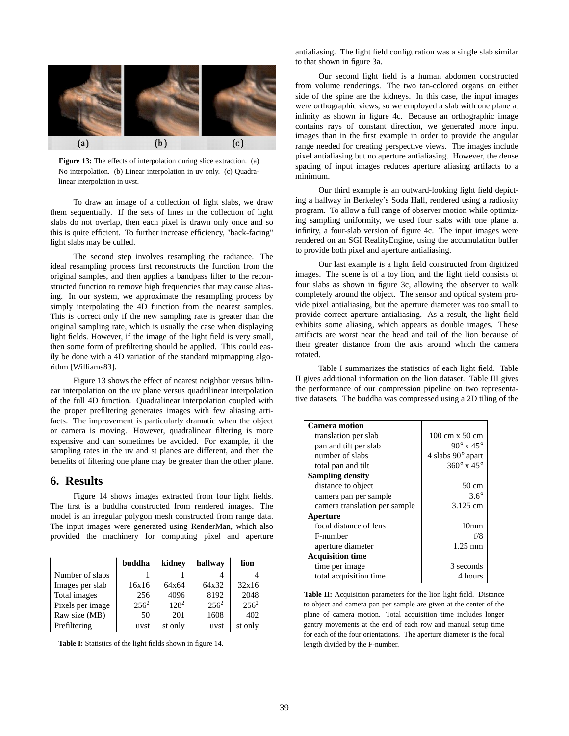Figure 13: The effects of interpolation during slice extraction. (a) No interpolation. (b) Linear interpolation in uv only. (c) Quadralinear interpolation in uvst.

To draw an image of a collection of light slabs, we draw them sequentially. If the sets of lines in the collection of light slabs do not overlap, then each pixel is drawn only once and so this is quite efficient. To further increase efficiency, "back-facing" light slabs may be culled.

The second step involves resampling the radiance. The ideal resampling process first reconstructs the function from the original samples, and then applies a bandpass filter to the reconstructed function to remove high frequencies that may cause aliasing. In our system, we approximate the resampling process by simply interpolating the 4D function from the nearest samples. This is correct only if the new sampling rate is greater than the original sampling rate, which is usually the case when displaying light fields. However, if the image of the light field is very small, then some form of prefiltering should be applied. This could easily be done with a 4D variation of the standard mipmapping algorithm [Williams83].

Figure 13 shows the effect of nearest neighbor versus bilinear interpolation on the uv plane versus quadrilinear interpolation of the full 4D function. Quadralinear interpolation coupled with the proper prefiltering generates images with few aliasing artifacts. The improvement is particularly dramatic when the object or camera is moving. However, quadralinear filtering is more expensive and can sometimes be avoided. For example, if the sampling rates in the uv and st planes are different, and then the benefits of filtering one plane may be greater than the other plane.

## 6. Results

Figure 14 shows images extracted from four light fields. The first is a buddha constructed from rendered images. The model is an irregular polygon mesh constructed from range data. The input images were generated using RenderMan, which also provided the machinery for computing pixel and aperture antialiasing. The light field configuration was a single slab similar to that shown in figure 3a.

Our second light field is a human abdomen constructed from volume renderings. The two tan-colored organs on either side of the spine are the kidneys. In this case, the input images were orthographic views, so we employed a slab with one plane at infinity as shown in figure 4c. Because an orthographic image contains rays of constant direction, we generated more input images than in the first example in order to provide the angular range needed for creating perspective views. The images include pixel antialiasing but no aperture antialiasing. However, the dense spacing of input images reduces aperture aliasing artifacts to a minimum.

Our third example is an outward-looking light field depicting a hallway in Berkeley's Soda Hall, rendered using a radiosity program. To allow a full range of observer motion while optimizing sampling uniformity, we used four slabs with one plane at infinity, a four-slab version of figure 4c. The input images were rendered on an SGI RealityEngine, using the accumulation buffer to provide both pixel and aperture antialiasing.

Our last example is a light field constructed from digitized images. The scene is of a toy lion, and the light field consists of four slabs as shown in figure 3c, allowing the observer to walk completely around the object. The sensor and optical system provide pixel antialiasing, but the aperture diameter was too small to provide correct aperture antialiasing. As a result, the light field exhibits some aliasing, which appears as double images. These artifacts are worst near the head and tail of the lion because of their greater distance from the axis around which the camera rotated.

Table I summarizes the statistics of each light field. Table II gives additional information on the lion dataset. Table III gives the performance of our compression pipeline on two representative datasets. The buddha was compressed using a 2D tiling of the

| | buddha | kidney | hallway | lion |
|---|---|---|---|---|
| Number of slabs | 1 | 1 | 4 | 4 |
| Images per slab | 16x16 | 64x64 | 64x32 | 32x16 |
| Total images | 256 | 4096 | 8192 | 2048 |
| Pixels per image | $256^2$ | $128^2$ | $256^2$ | $256^2$ |
| Raw size (MB) | 50 | 201 | 1608 | 402 |
| Prefiltering | uvst | st only | uvst | st only |

**Table I:** Statistics of the light fields shown in figure 14.

| | |
|---|---|
| **Camera motion** | |
| translation per slab | 100 cm x 50 cm |
| pan and tilt per slab | 90° x 45° |
| number of slabs | 4 slabs 90° apart |
| total pan and tilt | 360° x 45° |
| **Sampling density** | |
| distance to object | 50 cm |
| camera pan per sample | 3.6° |
| camera translation per sample | 3.125 cm |
| **Aperture** | |
| focal distance of lens | 10mm |
| F-number | f/8 |
| aperture diameter | 1.25 mm |
| **Acquisition time** | |
| time per image | 3 seconds |
| total acquisition time | 4 hours |

**Table II:** Acquisition parameters for the lion light field. Distance to object and camera pan per sample are given at the center of the plane of camera motion. Total acquisition time includes longer gantry movements at the end of each row and manual setup time for each of the four orientations. The aperture diameter is the focal length divided by the F-number.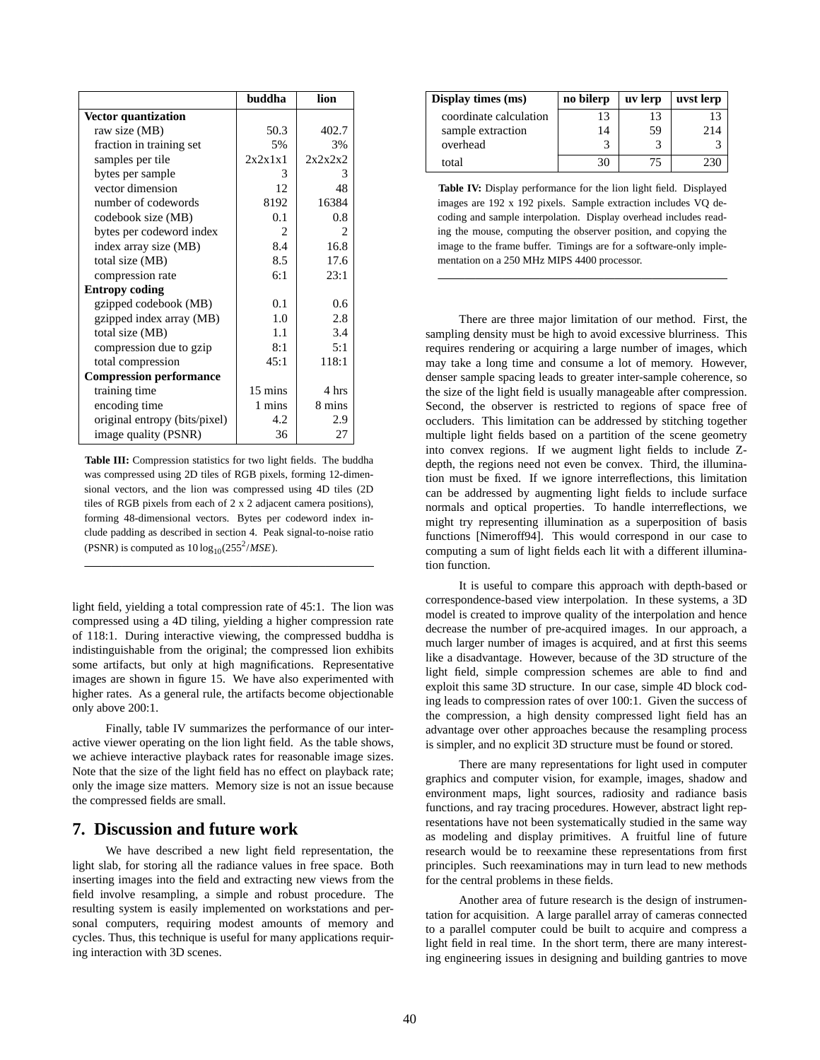| | buddha | lion |
|---|---|---|
| **Vector quantization** | | |
| raw size (MB) | 50.3 | 402.7 |
| fraction in training set | 5% | 3% |
| samples per tile | 2x2x1x1 | 2x2x2x2 |
| bytes per sample | 3 | 3 |
| vector dimension | 12 | 48 |
| number of codewords | 8192 | 16384 |
| codebook size (MB) | 0.1 | 0.8 |
| bytes per codeword index | 2 | 2 |
| index array size (MB) | 8.4 | 16.8 |
| total size (MB) | 8.5 | 17.6 |
| compression rate | 6:1 | 23:1 |
| **Entropy coding** | | |
| gzipped codebook (MB) | 0.1 | 0.6 |
| gzipped index array (MB) | 1.0 | 2.8 |
| total size (MB) | 1.1 | 3.4 |
| compression due to gzip | 8:1 | 5:1 |
| total compression | 45:1 | 118:1 |
| **Compression performance** | | |
| training time | 15 mins | 4 hrs |
| encoding time | 1 mins | 8 mins |
| original entropy (bits/pixel) | 4.2 | 2.9 |
| image quality (PSNR) | 36 | 27 |

**Table III:** Compression statistics for two light fields. The buddha was compressed using 2D tiles of RGB pixels, forming 12-dimensional vectors, and the lion was compressed using 4D tiles (2D tiles of RGB pixels from each of 2 x 2 adjacent camera positions), forming 48-dimensional vectors. Bytes per codeword index include padding as described in section 4. Peak signal-to-noise ratio (PSNR) is computed as $10 \log_{10}(255^2/MSE)$.

light field, yielding a total compression rate of 45:1. The lion was compressed using a 4D tiling, yielding a higher compression rate of 118:1. During interactive viewing, the compressed buddha is indistinguishable from the original; the compressed lion exhibits some artifacts, but only at high magnifications. Representative images are shown in figure 15. We have also experimented with higher rates. As a general rule, the artifacts become objectionable only above 200:1.

Finally, table IV summarizes the performance of our interactive viewer operating on the lion light field. As the table shows, we achieve interactive playback rates for reasonable image sizes. Note that the size of the light field has no effect on playback rate; only the image size matters. Memory size is not an issue because the compressed fields are small.

## 7. Discussion and future work

We have described a new light field representation, the light slab, for storing all the radiance values in free space. Both inserting images into the field and extracting new views from the field involve resampling, a simple and robust procedure. The resulting system is easily implemented on workstations and personal computers, requiring modest amounts of memory and cycles. Thus, this technique is useful for many applications requiring interaction with 3D scenes.

| Display times (ms) | no bilerp | uv lerp | uvst lerp |
|---|---|---|---|
| coordinate calculation | 13 | 13 | 13 |
| sample extraction | 14 | 59 | 214 |
| overhead | 3 | 3 | 3 |
| total | 30 | 75 | 230 |

**Table IV:** Display performance for the lion light field. Displayed images are 192 x 192 pixels. Sample extraction includes VQ decoding and sample interpolation. Display overhead includes reading the mouse, computing the observer position, and copying the image to the frame buffer. Timings are for a software-only implementation on a 250 MHz MIPS 4400 processor.

There are three major limitation of our method. First, the sampling density must be high to avoid excessive blurriness. This requires rendering or acquiring a large number of images, which may take a long time and consume a lot of memory. However, denser sample spacing leads to greater inter-sample coherence, so the size of the light field is usually manageable after compression. Second, the observer is restricted to regions of space free of occluders. This limitation can be addressed by stitching together multiple light fields based on a partition of the scene geometry into convex regions. If we augment light fields to include Z-depth, the regions need not even be convex. Third, the illumination must be fixed. If we ignore interreflections, this limitation can be addressed by augmenting light fields to include surface normals and optical properties. To handle interreflections, we might try representing illumination as a superposition of basis functions [Nimeroff94]. This would correspond in our case to computing a sum of light fields each lit with a different illumination function.

It is useful to compare this approach with depth-based or correspondence-based view interpolation. In these systems, a 3D model is created to improve quality of the interpolation and hence decrease the number of pre-acquired images. In our approach, a much larger number of images is acquired, and at first this seems like a disadvantage. However, because of the 3D structure of the light field, simple compression schemes are able to find and exploit this same 3D structure. In our case, simple 4D block coding leads to compression rates of over 100:1. Given the success of the compression, a high density compressed light field has an advantage over other approaches because the resampling process is simpler, and no explicit 3D structure must be found or stored.

There are many representations for light used in computer graphics and computer vision, for example, images, shadow and environment maps, light sources, radiosity and radiance basis functions, and ray tracing procedures. However, abstract light representations have not been systematically studied in the same way as modeling and display primitives. A fruitful line of future research would be to reexamine these representations from first principles. Such reexaminations may in turn lead to new methods for the central problems in these fields.

Another area of future research is the design of instrumentation for acquisition. A large parallel array of cameras connected to a parallel computer could be built to acquire and compress a light field in real time. In the short term, there are many interesting engineering issues in designing and building gantries to move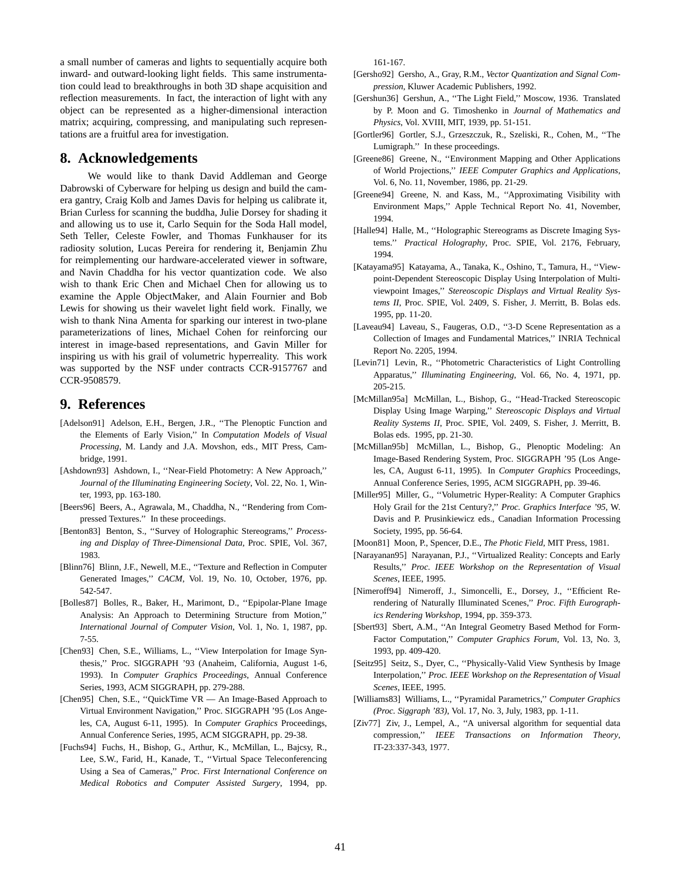a small number of cameras and lights to sequentially acquire both inward- and outward-looking light fields. This same instrumentation could lead to breakthroughs in both 3D shape acquisition and reflection measurements. In fact, the interaction of light with any object can be represented as a higher-dimensional interaction matrix; acquiring, compressing, and manipulating such representations are a fruitful area for investigation.

## 8. Acknowledgements

We would like to thank David Addleman and George Dabrowski of Cyberware for helping us design and build the camera gantry, Craig Kolb and James Davis for helping us calibrate it, Brian Curless for scanning the buddha, Julie Dorsey for shading it and allowing us to use it, Carlo Sequin for the Soda Hall model, Seth Teller, Celeste Fowler, and Thomas Funkhauser for its radiosity solution, Lucas Pereira for rendering it, Benjamin Zhu for reimplementing our hardware-accelerated viewer in software, and Navin Chaddha for his vector quantization code. We also wish to thank Eric Chen and Michael Chen for allowing us to examine the Apple ObjectMaker, and Alain Fournier and Bob Lewis for showing us their wavelet light field work. Finally, we wish to thank Nina Amenta for sparking our interest in two-plane parameterizations of lines, Michael Cohen for reinforcing our interest in image-based representations, and Gavin Miller for inspiring us with his grail of volumetric hyperreality. This work was supported by the NSF under contracts CCR-9157767 and CCR-9508579.

## 9. References

[Adelson91] Adelson, E.H., Bergen, J.R., ''The Plenoptic Function and the Elements of Early Vision,'' In *Computation Models of Visual Processing*, M. Landy and J.A. Movshon, eds., MIT Press, Cambridge, 1991.

[Ashdown93] Ashdown, I., ''Near-Field Photometry: A New Approach,'' *Journal of the Illuminating Engineering Society*, Vol. 22, No. 1, Winter, 1993, pp. 163-180.

[Beers96] Beers, A., Agrawala, M., Chaddha, N., ''Rendering from Compressed Textures.'' In these proceedings.

[Benton83] Benton, S., ''Survey of Holographic Stereograms,'' *Processing and Display of Three-Dimensional Data*, Proc. SPIE, Vol. 367, 1983.

[Blinn76] Blinn, J.F., Newell, M.E., ''Texture and Reflection in Computer Generated Images,'' *CACM*, Vol. 19, No. 10, October, 1976, pp. 542-547.

[Bolles87] Bolles, R., Baker, H., Marimont, D., ''Epipolar-Plane Image Analysis: An Approach to Determining Structure from Motion,'' *International Journal of Computer Vision*, Vol. 1, No. 1, 1987, pp. 7-55.

[Chen93] Chen, S.E., Williams, L., ''View Interpolation for Image Synthesis,'' Proc. SIGGRAPH '93 (Anaheim, California, August 1-6, 1993). In *Computer Graphics Proceedings*, Annual Conference Series, 1993, ACM SIGGRAPH, pp. 279-288.

[Chen95] Chen, S.E., ''QuickTime VR — An Image-Based Approach to Virtual Environment Navigation,'' Proc. SIGGRAPH '95 (Los Angeles, CA, August 6-11, 1995). In *Computer Graphics* Proceedings, Annual Conference Series, 1995, ACM SIGGRAPH, pp. 29-38.

[Fuchs94] Fuchs, H., Bishop, G., Arthur, K., McMillan, L., Bajcsy, R., Lee, S.W., Farid, H., Kanade, T., ''Virtual Space Teleconferencing Using a Sea of Cameras,'' *Proc. First International Conference on Medical Robotics and Computer Assisted Surgery*, 1994, pp. 161-167.

[Gersho92] Gersho, A., Gray, R.M., *Vector Quantization and Signal Compression*, Kluwer Academic Publishers, 1992.

[Gershun36] Gershun, A., ''The Light Field,'' Moscow, 1936. Translated by P. Moon and G. Timoshenko in *Journal of Mathematics and Physics*, Vol. XVIII, MIT, 1939, pp. 51-151.

[Gortler96] Gortler, S.J., Grzeszczuk, R., Szeliski, R., Cohen, M., ''The Lumigraph.'' In these proceedings.

[Greene86] Greene, N., ''Environment Mapping and Other Applications of World Projections,'' *IEEE Computer Graphics and Applications*, Vol. 6, No. 11, November, 1986, pp. 21-29.

[Greene94] Greene, N. and Kass, M., ''Approximating Visibility with Environment Maps,'' Apple Technical Report No. 41, November, 1994.

[Halle94] Halle, M., ''Holographic Stereograms as Discrete Imaging Systems.'' *Practical Holography*, Proc. SPIE, Vol. 2176, February, 1994.

[Katayama95] Katayama, A., Tanaka, K., Oshino, T., Tamura, H., ''Viewpoint-Dependent Stereoscopic Display Using Interpolation of Multiviewpoint Images,'' *Stereoscopic Displays and Virtual Reality Systems II*, Proc. SPIE, Vol. 2409, S. Fisher, J. Merritt, B. Bolas eds. 1995, pp. 11-20.

[Laveau94] Laveau, S., Faugeras, O.D., ''3-D Scene Representation as a Collection of Images and Fundamental Matrices,'' INRIA Technical Report No. 2205, 1994.

[Levin71] Levin, R., ''Photometric Characteristics of Light Controlling Apparatus,'' *Illuminating Engineering*, Vol. 66, No. 4, 1971, pp. 205-215.

[McMillan95a] McMillan, L., Bishop, G., ''Head-Tracked Stereoscopic Display Using Image Warping,'' *Stereoscopic Displays and Virtual Reality Systems II*, Proc. SPIE, Vol. 2409, S. Fisher, J. Merritt, B. Bolas eds. 1995, pp. 21-30.

[McMillan95b] McMillan, L., Bishop, G., Plenoptic Modeling: An Image-Based Rendering System, Proc. SIGGRAPH '95 (Los Angeles, CA, August 6-11, 1995). In *Computer Graphics* Proceedings, Annual Conference Series, 1995, ACM SIGGRAPH, pp. 39-46.

[Miller95] Miller, G., ''Volumetric Hyper-Reality: A Computer Graphics Holy Grail for the 21st Century?,'' *Proc. Graphics Interface '95*, W. Davis and P. Prusinkiewicz eds., Canadian Information Processing Society, 1995, pp. 56-64.

[Moon81] Moon, P., Spencer, D.E., *The Photic Field*, MIT Press, 1981.

[Narayanan95] Narayanan, P.J., ''Virtualized Reality: Concepts and Early Results,'' *Proc. IEEE Workshop on the Representation of Visual Scenes*, IEEE, 1995.

[Nimeroff94] Nimeroff, J., Simoncelli, E., Dorsey, J., ''Efficient Re-rendering of Naturally Illuminated Scenes,'' *Proc. Fifth Eurographics Rendering Workshop*, 1994, pp. 359-373.

[Sbert93] Sbert, A.M., ''An Integral Geometry Based Method for Form-Factor Computation,'' *Computer Graphics Forum*, Vol. 13, No. 3, 1993, pp. 409-420.

[Seitz95] Seitz, S., Dyer, C., ''Physically-Valid View Synthesis by Image Interpolation,'' *Proc. IEEE Workshop on the Representation of Visual Scenes*, IEEE, 1995.

[Williams83] Williams, L., ''Pyramidal Parametrics,'' *Computer Graphics (Proc. Siggraph '83)*, Vol. 17, No. 3, July, 1983, pp. 1-11.

[Ziv77] Ziv, J., Lempel, A., ''A universal algorithm for sequential data compression,'' *IEEE Transactions on Information Theory*, IT-23:337-343, 1977.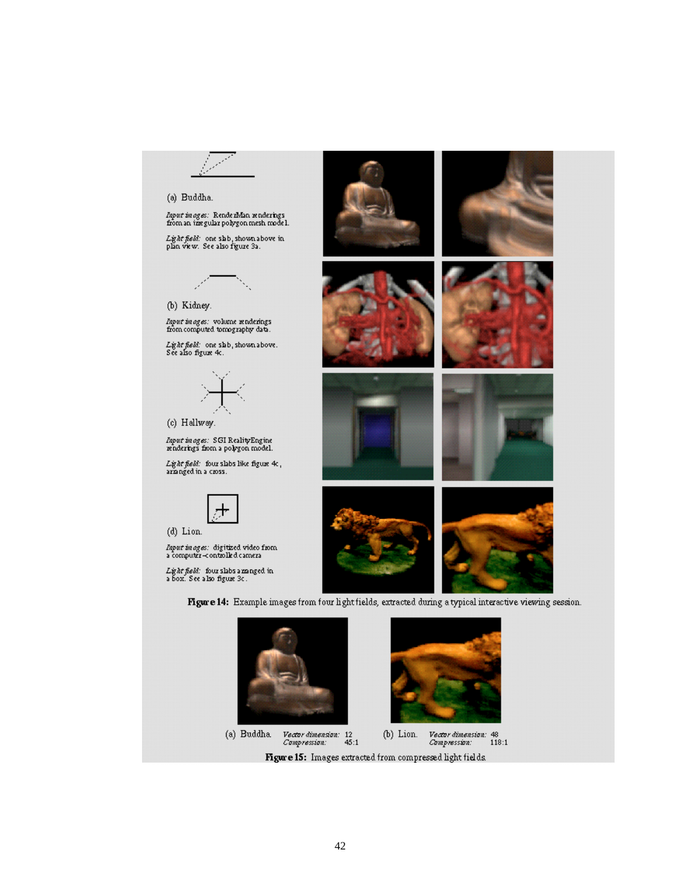(a) Buddha.

*Input images:* RenderMan renderings from an irregular polygon mesh model.

*Light field:* one slab, shown above in plan view. See also figure 3a.

(b) Kidney.

*Input images:* volume renderings from computed tomography data.

*Light field:* one slab, shown above. See also figure 4c.

(c) Hallway.

*Input images:* SGI RealityEngine renderings from a polygon model.

*Light field:* four slabs like figure 4c, arranged in a cross.

(d) Lion.

*Input images:* digitized video from a computer-controlled camera.

*Light field:* four slabs arranged in a box. See also figure 3c.

**Figure 14:** Example images from four light fields, extracted during a typical interactive viewing session.

(a) Buddha. *Vector dimension:* 12 *Compression:* 45:1

(b) Lion. *Vector dimension:* 48 *Compression:* 118:1

**Figure 15:** Images extracted from compressed light fields.